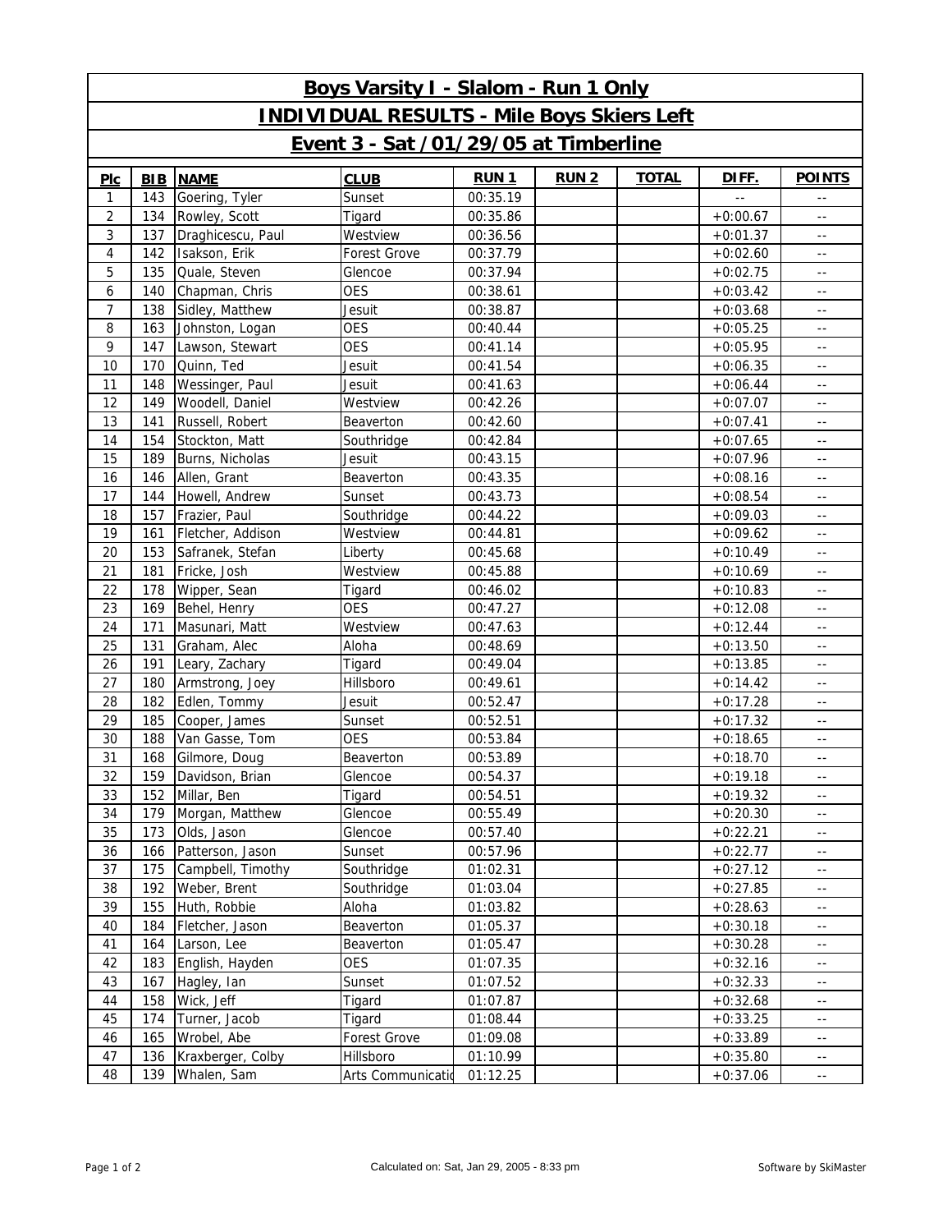# Boys Varsity I - Slalom - Run 1 Only

## INDIVIDUAL RESULTS - Mile Boys Skiers Left

### Event 3 - Sat /01/29/05 at Timberline

| Plc | BIB | NAME | CLUB | RUN 1 | RUN 2 | TOTAL | DIFF. | POINTS |
|---|---|---|---|---|---|---|---|---|
| 1 | 143 | Goering, Tyler | Sunset | 00:35.19 | | | -- | -- |
| 2 | 134 | Rowley, Scott | Tigard | 00:35.86 | | | +0:00.67 | -- |
| 3 | 137 | Draghicescu, Paul | Westview | 00:36.56 | | | +0:01.37 | -- |
| 4 | 142 | Isakson, Erik | Forest Grove | 00:37.79 | | | +0:02.60 | -- |
| 5 | 135 | Quale, Steven | Glencoe | 00:37.94 | | | +0:02.75 | -- |
| 6 | 140 | Chapman, Chris | OES | 00:38.61 | | | +0:03.42 | -- |
| 7 | 138 | Sidley, Matthew | Jesuit | 00:38.87 | | | +0:03.68 | -- |
| 8 | 163 | Johnston, Logan | OES | 00:40.44 | | | +0:05.25 | -- |
| 9 | 147 | Lawson, Stewart | OES | 00:41.14 | | | +0:05.95 | -- |
| 10 | 170 | Quinn, Ted | Jesuit | 00:41.54 | | | +0:06.35 | -- |
| 11 | 148 | Wessinger, Paul | Jesuit | 00:41.63 | | | +0:06.44 | -- |
| 12 | 149 | Woodell, Daniel | Westview | 00:42.26 | | | +0:07.07 | -- |
| 13 | 141 | Russell, Robert | Beaverton | 00:42.60 | | | +0:07.41 | -- |
| 14 | 154 | Stockton, Matt | Southridge | 00:42.84 | | | +0:07.65 | -- |
| 15 | 189 | Burns, Nicholas | Jesuit | 00:43.15 | | | +0:07.96 | -- |
| 16 | 146 | Allen, Grant | Beaverton | 00:43.35 | | | +0:08.16 | -- |
| 17 | 144 | Howell, Andrew | Sunset | 00:43.73 | | | +0:08.54 | -- |
| 18 | 157 | Frazier, Paul | Southridge | 00:44.22 | | | +0:09.03 | -- |
| 19 | 161 | Fletcher, Addison | Westview | 00:44.81 | | | +0:09.62 | -- |
| 20 | 153 | Safranek, Stefan | Liberty | 00:45.68 | | | +0:10.49 | -- |
| 21 | 181 | Fricke, Josh | Westview | 00:45.88 | | | +0:10.69 | -- |
| 22 | 178 | Wipper, Sean | Tigard | 00:46.02 | | | +0:10.83 | -- |
| 23 | 169 | Behel, Henry | OES | 00:47.27 | | | +0:12.08 | -- |
| 24 | 171 | Masunari, Matt | Westview | 00:47.63 | | | +0:12.44 | -- |
| 25 | 131 | Graham, Alec | Aloha | 00:48.69 | | | +0:13.50 | -- |
| 26 | 191 | Leary, Zachary | Tigard | 00:49.04 | | | +0:13.85 | -- |
| 27 | 180 | Armstrong, Joey | Hillsboro | 00:49.61 | | | +0:14.42 | -- |
| 28 | 182 | Edlen, Tommy | Jesuit | 00:52.47 | | | +0:17.28 | -- |
| 29 | 185 | Cooper, James | Sunset | 00:52.51 | | | +0:17.32 | -- |
| 30 | 188 | Van Gasse, Tom | OES | 00:53.84 | | | +0:18.65 | -- |
| 31 | 168 | Gilmore, Doug | Beaverton | 00:53.89 | | | +0:18.70 | -- |
| 32 | 159 | Davidson, Brian | Glencoe | 00:54.37 | | | +0:19.18 | -- |
| 33 | 152 | Millar, Ben | Tigard | 00:54.51 | | | +0:19.32 | -- |
| 34 | 179 | Morgan, Matthew | Glencoe | 00:55.49 | | | +0:20.30 | -- |
| 35 | 173 | Olds, Jason | Glencoe | 00:57.40 | | | +0:22.21 | -- |
| 36 | 166 | Patterson, Jason | Sunset | 00:57.96 | | | +0:22.77 | -- |
| 37 | 175 | Campbell, Timothy | Southridge | 01:02.31 | | | +0:27.12 | -- |
| 38 | 192 | Weber, Brent | Southridge | 01:03.04 | | | +0:27.85 | -- |
| 39 | 155 | Huth, Robbie | Aloha | 01:03.82 | | | +0:28.63 | -- |
| 40 | 184 | Fletcher, Jason | Beaverton | 01:05.37 | | | +0:30.18 | -- |
| 41 | 164 | Larson, Lee | Beaverton | 01:05.47 | | | +0:30.28 | -- |
| 42 | 183 | English, Hayden | OES | 01:07.35 | | | +0:32.16 | -- |
| 43 | 167 | Hagley, Ian | Sunset | 01:07.52 | | | +0:32.33 | -- |
| 44 | 158 | Wick, Jeff | Tigard | 01:07.87 | | | +0:32.68 | -- |
| 45 | 174 | Turner, Jacob | Tigard | 01:08.44 | | | +0:33.25 | -- |
| 46 | 165 | Wrobel, Abe | Forest Grove | 01:09.08 | | | +0:33.89 | -- |
| 47 | 136 | Kraxberger, Colby | Hillsboro | 01:10.99 | | | +0:35.80 | -- |
| 48 | 139 | Whalen, Sam | Arts Communicatio | 01:12.25 | | | +0:37.06 | -- |

Calculated on: Sat, Jan 29, 2005 - 8:33 pm

Software by SkiMaster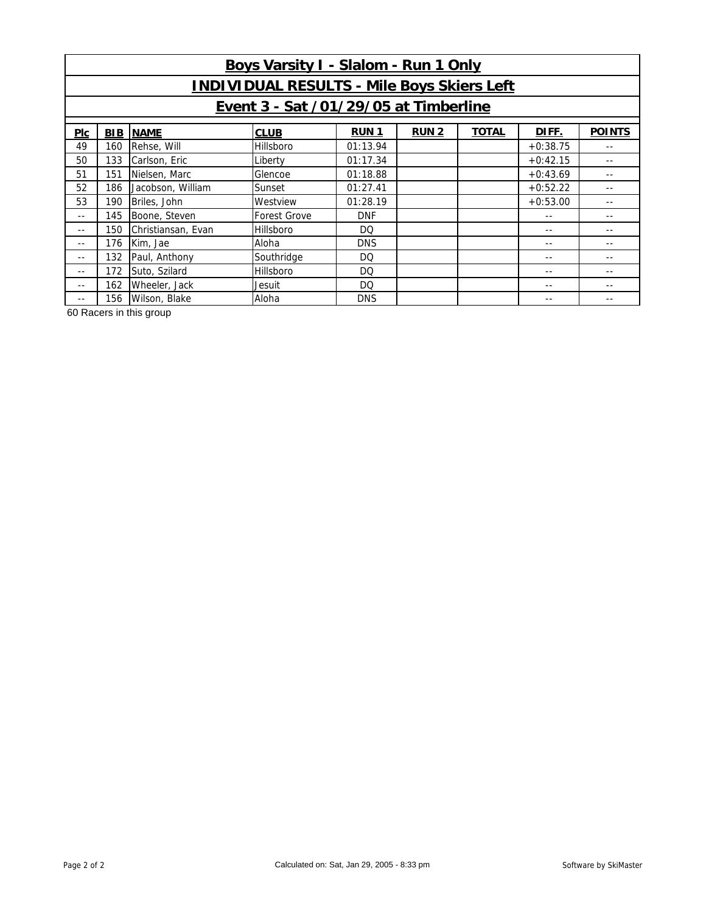# Boys Varsity I - Slalom - Run 1 Only

## INDIVIDUAL RESULTS - Mile Boys Skiers Left

## Event 3 - Sat /01/29/05 at Timberline

| Plc | BIB | NAME | CLUB | RUN 1 | RUN 2 | TOTAL | DIFF. | POINTS |
|---|---|---|---|---|---|---|---|---|
| 49 | 160 | Rehse, Will | Hillsboro | 01:13.94 | | | +0:38.75 | -- |
| 50 | 133 | Carlson, Eric | Liberty | 01:17.34 | | | +0:42.15 | -- |
| 51 | 151 | Nielsen, Marc | Glencoe | 01:18.88 | | | +0:43.69 | -- |
| 52 | 186 | Jacobson, William | Sunset | 01:27.41 | | | +0:52.22 | -- |
| 53 | 190 | Briles, John | Westview | 01:28.19 | | | +0:53.00 | -- |
| -- | 145 | Boone, Steven | Forest Grove | DNF | | | -- | -- |
| -- | 150 | Christiansan, Evan | Hillsboro | DQ | | | -- | -- |
| -- | 176 | Kim, Jae | Aloha | DNS | | | -- | -- |
| -- | 132 | Paul, Anthony | Southridge | DQ | | | -- | -- |
| -- | 172 | Suto, Szilard | Hillsboro | DQ | | | -- | -- |
| -- | 162 | Wheeler, Jack | Jesuit | DQ | | | -- | -- |
| -- | 156 | Wilson, Blake | Aloha | DNS | | | -- | -- |

60 Racers in this group

Calculated on: Sat, Jan 29, 2005 - 8:33 pm

Software by SkiMaster